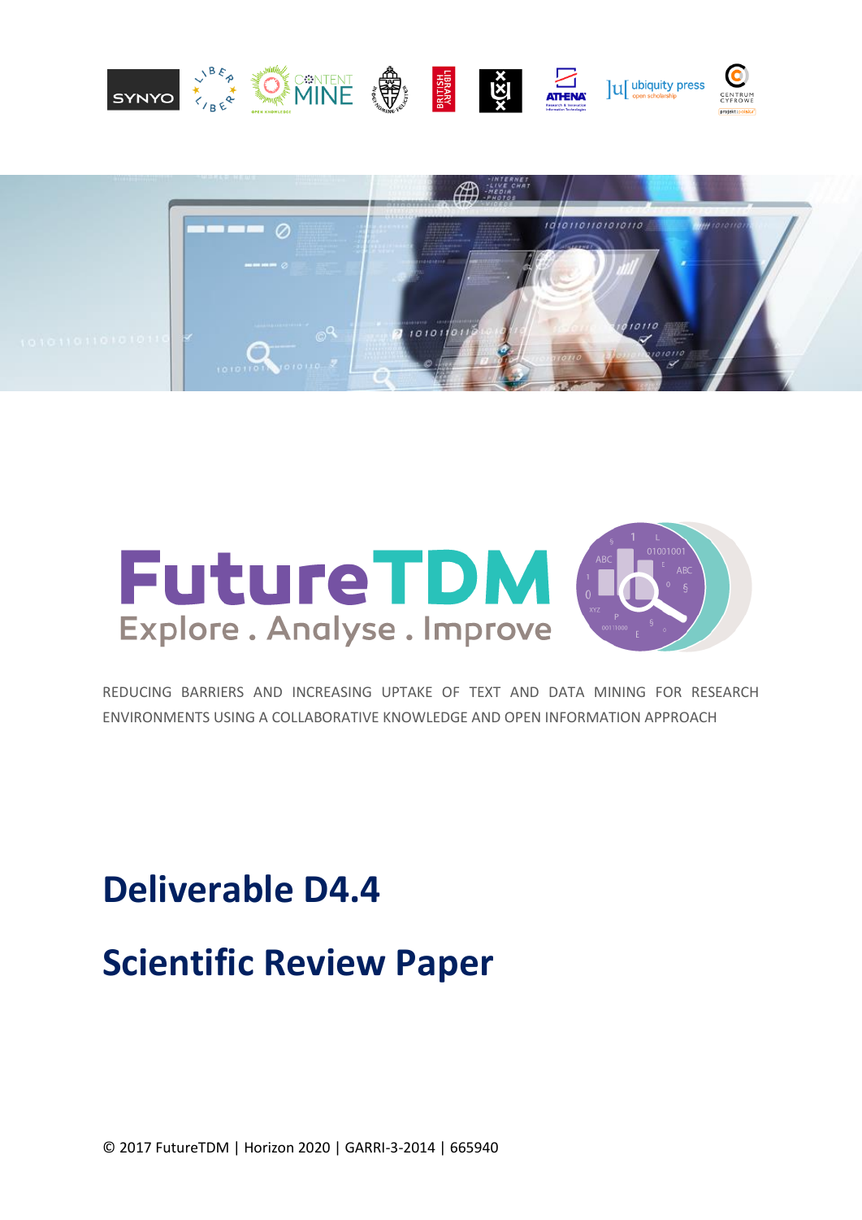# FutureTDM

Explore . Analyse . Improve

REDUCING BARRIERS AND INCREASING UPTAKE OF TEXT AND DATA MINING FOR RESEARCH ENVIRONMENTS USING A COLLABORATIVE KNOWLEDGE AND OPEN INFORMATION APPROACH

# Deliverable D4.4

# Scientific Review Paper

© 2017 FutureTDM | Horizon 2020 | GARRI-3-2014 | 665940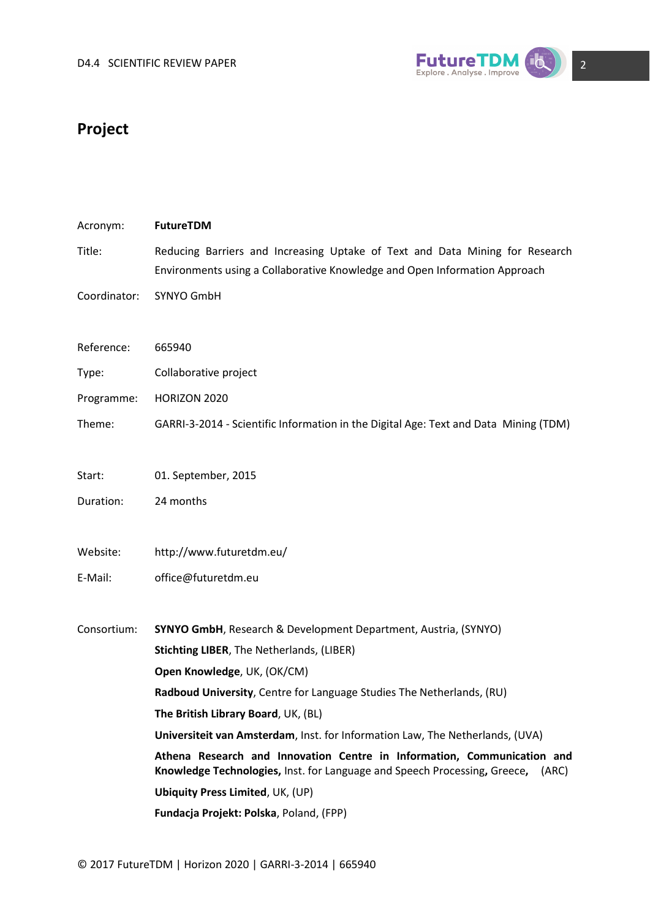# Project

| | |
|---|---|
| Acronym: | **FutureTDM** |
| Title: | Reducing Barriers and Increasing Uptake of Text and Data Mining for Research Environments using a Collaborative Knowledge and Open Information Approach |
| Coordinator: | SYNYO GmbH |
| Reference: | 665940 |
| Type: | Collaborative project |
| Programme: | HORIZON 2020 |
| Theme: | GARRI-3-2014 - Scientific Information in the Digital Age: Text and Data Mining (TDM) |
| Start: | 01. September, 2015 |
| Duration: | 24 months |
| Website: | http://www.futuretdm.eu/ |
| E-Mail: | office@futuretdm.eu |

Consortium:

**SYNYO GmbH**, Research & Development Department, Austria, (SYNYO)

**Stichting LIBER**, The Netherlands, (LIBER)

**Open Knowledge**, UK, (OK/CM)

**Radboud University**, Centre for Language Studies The Netherlands, (RU)

**The British Library Board**, UK, (BL)

**Universiteit van Amsterdam**, Inst. for Information Law, The Netherlands, (UVA)

**Athena Research and Innovation Centre in Information, Communication and Knowledge Technologies,** Inst. for Language and Speech Processing**,** Greece**,** (ARC)

**Ubiquity Press Limited**, UK, (UP)

**Fundacja Projekt: Polska**, Poland, (FPP)

© 2017 FutureTDM | Horizon 2020 | GARRI-3-2014 | 665940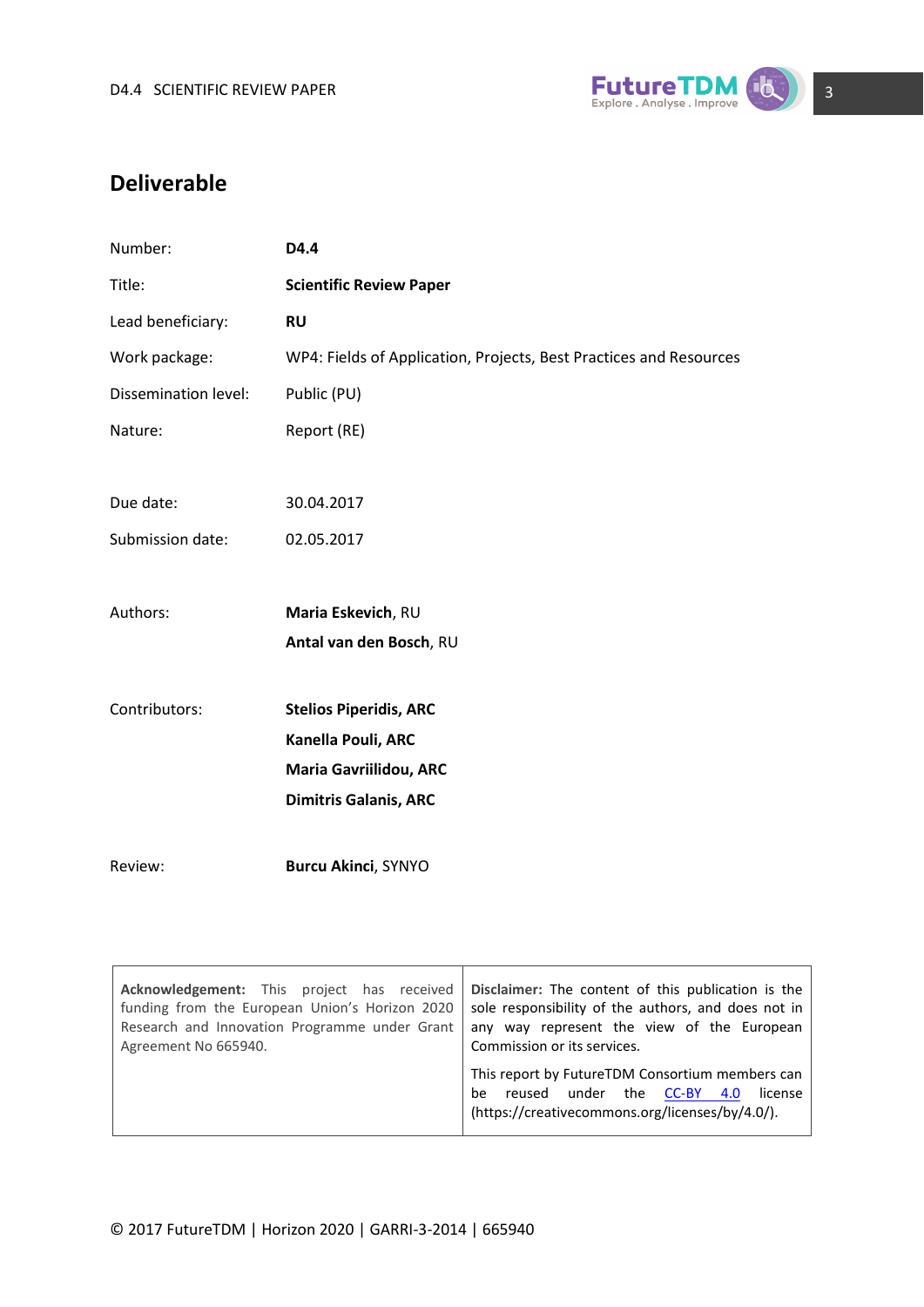## Deliverable

| | |
|---|---|
| Number: | **D4.4** |
| Title: | **Scientific Review Paper** |
| Lead beneficiary: | **RU** |
| Work package: | WP4: Fields of Application, Projects, Best Practices and Resources |
| Dissemination level: | Public (PU) |
| Nature: | Report (RE) |
| Due date: | 30.04.2017 |
| Submission date: | 02.05.2017 |
| Authors: | **Maria Eskevich**, RU<br>**Antal van den Bosch**, RU |
| Contributors: | **Stelios Piperidis, ARC**<br>**Kanella Pouli, ARC**<br>**Maria Gavriilidou, ARC**<br>**Dimitris Galanis, ARC** |
| Review: | **Burcu Akinci**, SYNYO |

| | |
|---|---|
| **Acknowledgement:** This project has received funding from the European Union's Horizon 2020 Research and Innovation Programme under Grant Agreement No 665940. | **Disclaimer:** The content of this publication is the sole responsibility of the authors, and does not in any way represent the view of the European Commission or its services.<br><br>This report by FutureTDM Consortium members can be reused under the CC-BY 4.0 license (https://creativecommons.org/licenses/by/4.0/). |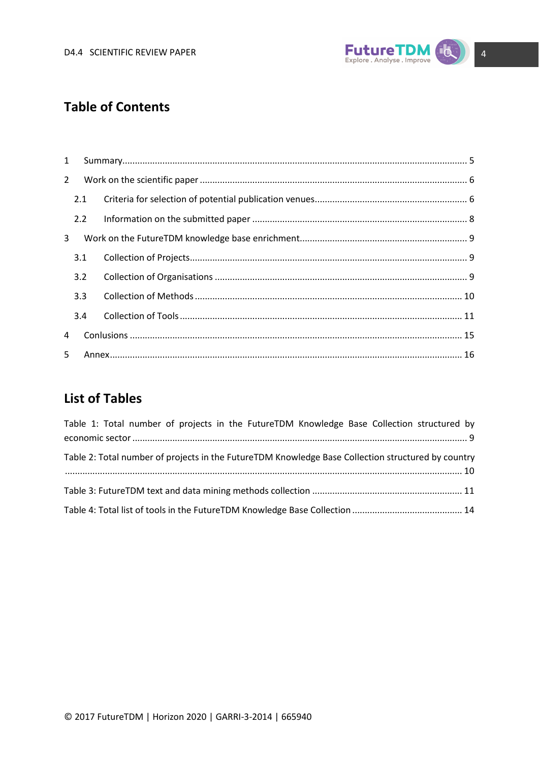## Table of Contents

1 Summary........................................................................................................................................ 5

2 Work on the scientific paper ......................................................................................................... 6

  2.1 Criteria for selection of potential publication venues............................................................ 6

  2.2 Information on the submitted paper .................................................................................... 8

3 Work on the FutureTDM knowledge base enrichment.................................................................. 9

  3.1 Collection of Projects............................................................................................................ 9

  3.2 Collection of Organisations ................................................................................................... 9

  3.3 Collection of Methods ......................................................................................................... 10

  3.4 Collection of Tools ............................................................................................................... 11

4 Conlusions .................................................................................................................................. 15

5 Annex.......................................................................................................................................... 16

## List of Tables

Table 1: Total number of projects in the FutureTDM Knowledge Base Collection structured by economic sector ............................................................................................................................... 9

Table 2: Total number of projects in the FutureTDM Knowledge Base Collection structured by country ........................................................................................................................................... 10

Table 3: FutureTDM text and data mining methods collection ........................................................... 11

Table 4: Total list of tools in the FutureTDM Knowledge Base Collection ........................................... 14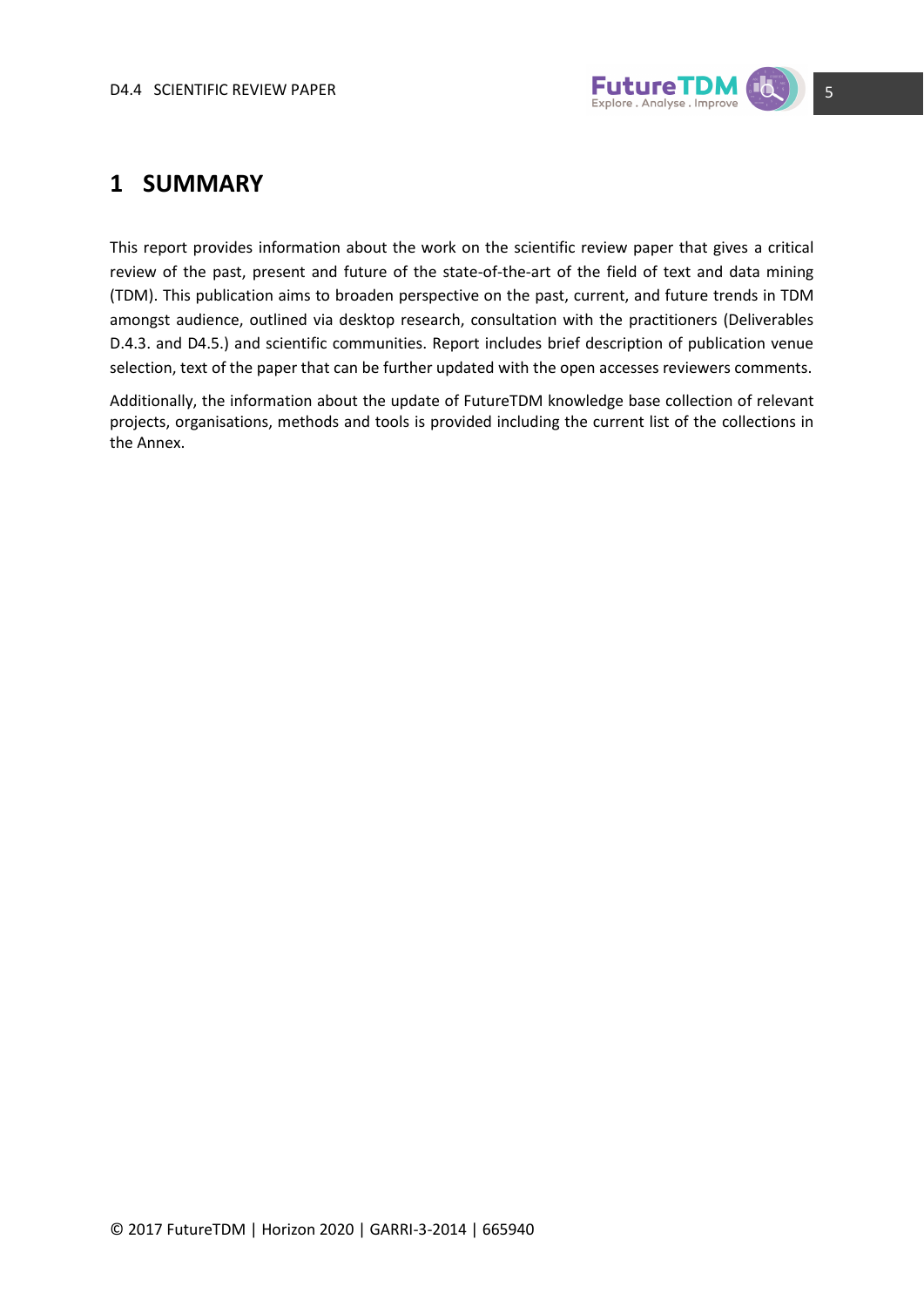# 1 SUMMARY

This report provides information about the work on the scientific review paper that gives a critical review of the past, present and future of the state-of-the-art of the field of text and data mining (TDM). This publication aims to broaden perspective on the past, current, and future trends in TDM amongst audience, outlined via desktop research, consultation with the practitioners (Deliverables D.4.3. and D4.5.) and scientific communities. Report includes brief description of publication venue selection, text of the paper that can be further updated with the open accesses reviewers comments.

Additionally, the information about the update of FutureTDM knowledge base collection of relevant projects, organisations, methods and tools is provided including the current list of the collections in the Annex.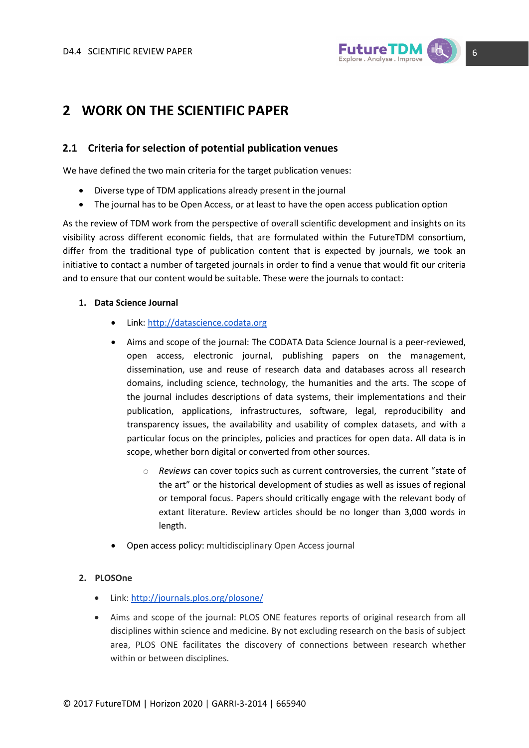# 2 WORK ON THE SCIENTIFIC PAPER

## 2.1 Criteria for selection of potential publication venues

We have defined the two main criteria for the target publication venues:

- Diverse type of TDM applications already present in the journal
- The journal has to be Open Access, or at least to have the open access publication option

As the review of TDM work from the perspective of overall scientific development and insights on its visibility across different economic fields, that are formulated within the FutureTDM consortium, differ from the traditional type of publication content that is expected by journals, we took an initiative to contact a number of targeted journals in order to find a venue that would fit our criteria and to ensure that our content would be suitable. These were the journals to contact:

1. **Data Science Journal**
   - Link: http://datascience.codata.org
   - Aims and scope of the journal: The CODATA Data Science Journal is a peer-reviewed, open access, electronic journal, publishing papers on the management, dissemination, use and reuse of research data and databases across all research domains, including science, technology, the humanities and the arts. The scope of the journal includes descriptions of data systems, their implementations and their publication, applications, infrastructures, software, legal, reproducibility and transparency issues, the availability and usability of complex datasets, and with a particular focus on the principles, policies and practices for open data. All data is in scope, whether born digital or converted from other sources.
     - *Reviews* can cover topics such as current controversies, the current "state of the art" or the historical development of studies as well as issues of regional or temporal focus. Papers should critically engage with the relevant body of extant literature. Review articles should be no longer than 3,000 words in length.
   - Open access policy: multidisciplinary Open Access journal

2. **PLOSOne**
   - Link: http://journals.plos.org/plosone/
   - Aims and scope of the journal: PLOS ONE features reports of original research from all disciplines within science and medicine. By not excluding research on the basis of subject area, PLOS ONE facilitates the discovery of connections between research whether within or between disciplines.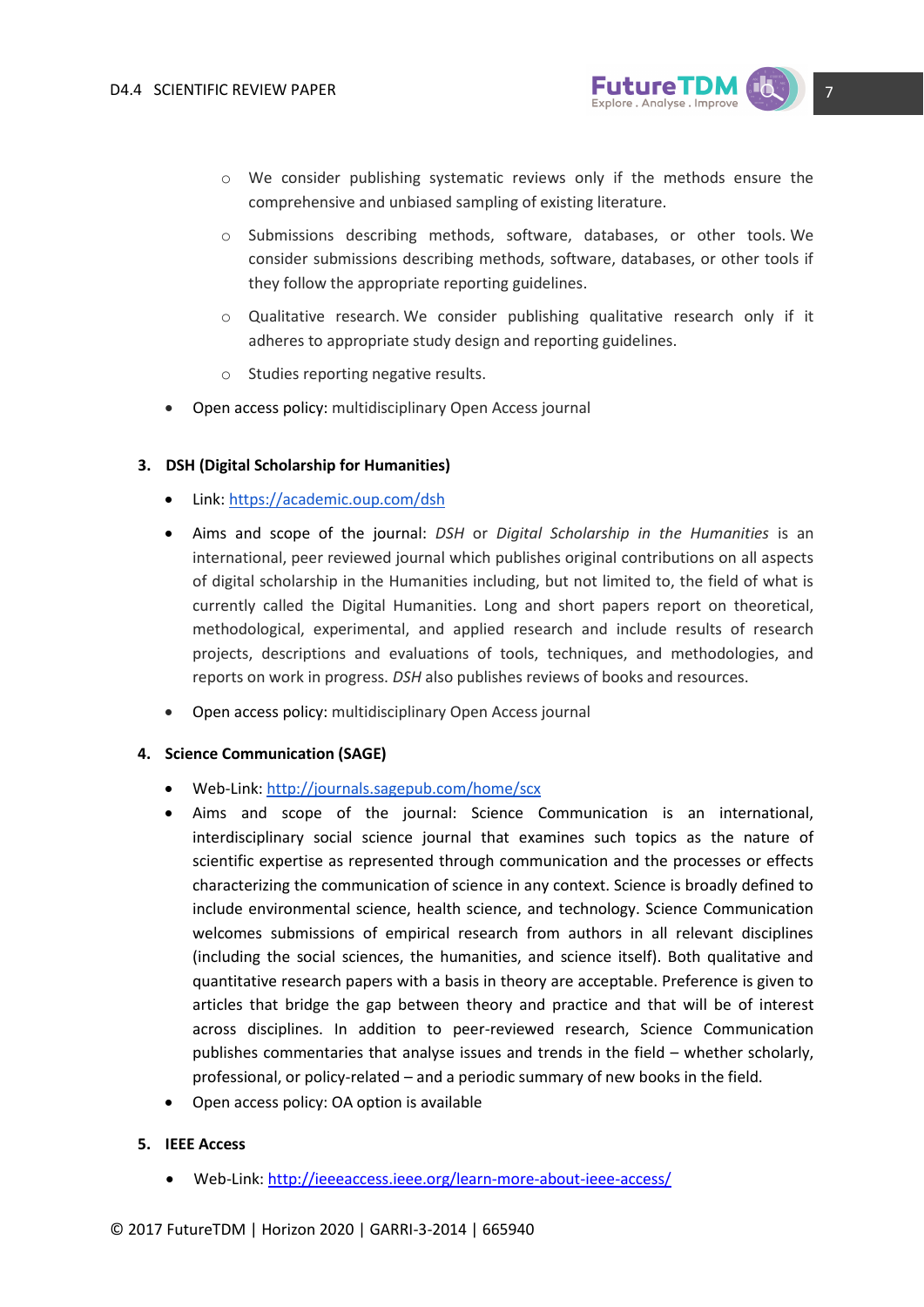- We consider publishing systematic reviews only if the methods ensure the comprehensive and unbiased sampling of existing literature.
  - Submissions describing methods, software, databases, or other tools. We consider submissions describing methods, software, databases, or other tools if they follow the appropriate reporting guidelines.
  - Qualitative research. We consider publishing qualitative research only if it adheres to appropriate study design and reporting guidelines.
  - Studies reporting negative results.
- Open access policy: multidisciplinary Open Access journal

**3. DSH (Digital Scholarship for Humanities)**

- Link: [https://academic.oup.com/dsh](https://academic.oup.com/dsh)
- Aims and scope of the journal: *DSH* or *Digital Scholarship in the Humanities* is an international, peer reviewed journal which publishes original contributions on all aspects of digital scholarship in the Humanities including, but not limited to, the field of what is currently called the Digital Humanities. Long and short papers report on theoretical, methodological, experimental, and applied research and include results of research projects, descriptions and evaluations of tools, techniques, and methodologies, and reports on work in progress. *DSH* also publishes reviews of books and resources.
- Open access policy: multidisciplinary Open Access journal

**4. Science Communication (SAGE)**

- Web-Link: [http://journals.sagepub.com/home/scx](http://journals.sagepub.com/home/scx)
- Aims and scope of the journal: Science Communication is an international, interdisciplinary social science journal that examines such topics as the nature of scientific expertise as represented through communication and the processes or effects characterizing the communication of science in any context. Science is broadly defined to include environmental science, health science, and technology. Science Communication welcomes submissions of empirical research from authors in all relevant disciplines (including the social sciences, the humanities, and science itself). Both qualitative and quantitative research papers with a basis in theory are acceptable. Preference is given to articles that bridge the gap between theory and practice and that will be of interest across disciplines. In addition to peer-reviewed research, Science Communication publishes commentaries that analyse issues and trends in the field – whether scholarly, professional, or policy-related – and a periodic summary of new books in the field.
- Open access policy: OA option is available

**5. IEEE Access**

- Web-Link: [http://ieeeaccess.ieee.org/learn-more-about-ieee-access/](http://ieeeaccess.ieee.org/learn-more-about-ieee-access/)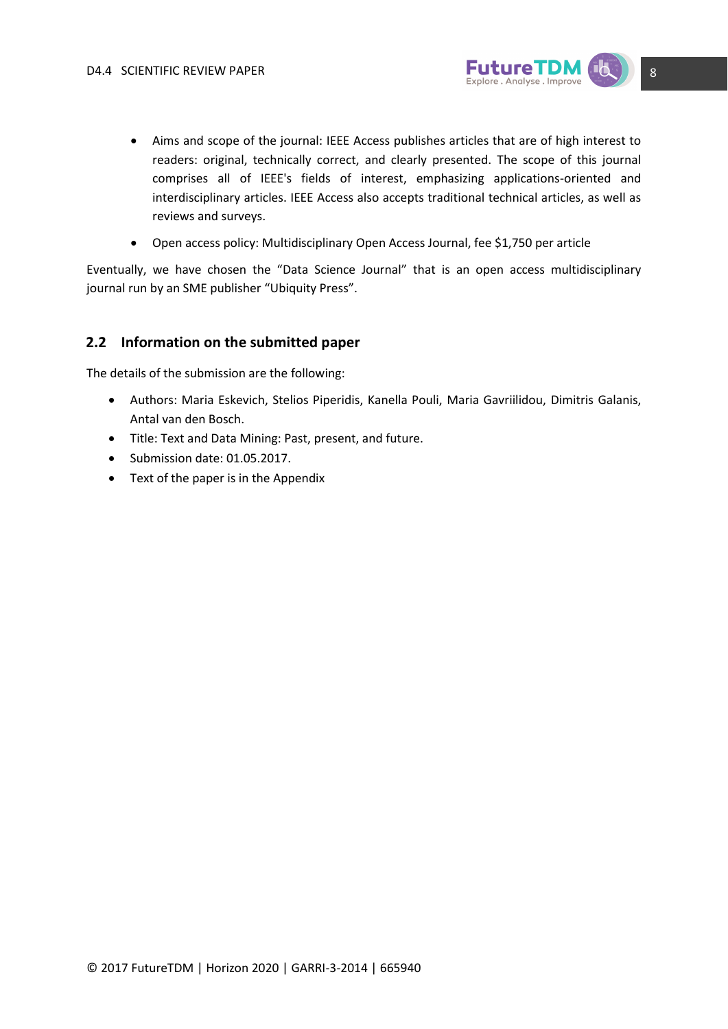- Aims and scope of the journal: IEEE Access publishes articles that are of high interest to readers: original, technically correct, and clearly presented. The scope of this journal comprises all of IEEE's fields of interest, emphasizing applications-oriented and interdisciplinary articles. IEEE Access also accepts traditional technical articles, as well as reviews and surveys.
- Open access policy: Multidisciplinary Open Access Journal, fee $1,750 per article

Eventually, we have chosen the "Data Science Journal" that is an open access multidisciplinary journal run by an SME publisher "Ubiquity Press".

## 2.2 Information on the submitted paper

The details of the submission are the following:

- Authors: Maria Eskevich, Stelios Piperidis, Kanella Pouli, Maria Gavriilidou, Dimitris Galanis, Antal van den Bosch.
- Title: Text and Data Mining: Past, present, and future.
- Submission date: 01.05.2017.
- Text of the paper is in the Appendix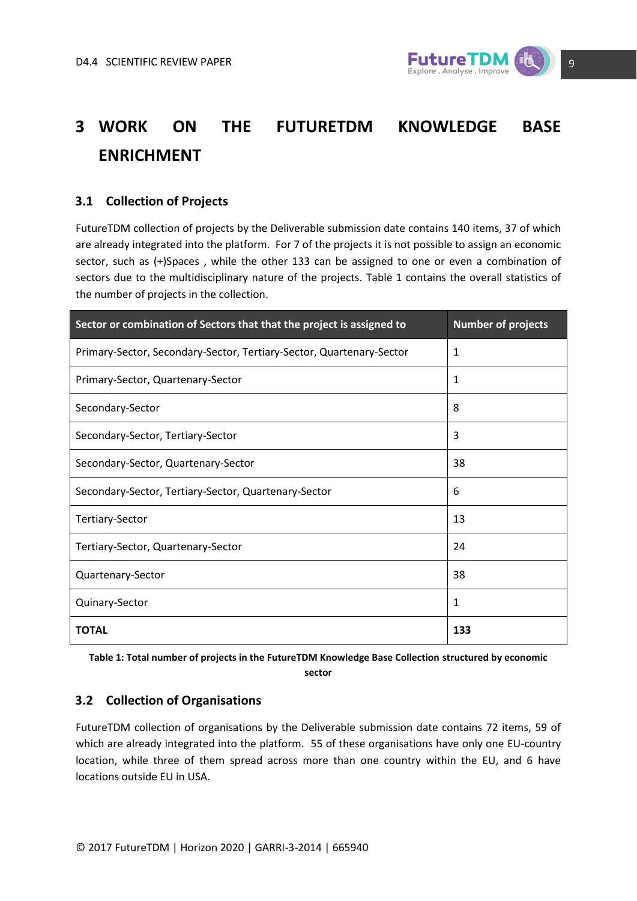# 3 WORK ON THE FUTURETDM KNOWLEDGE BASE ENRICHMENT

## 3.1 Collection of Projects

FutureTDM collection of projects by the Deliverable submission date contains 140 items, 37 of which are already integrated into the platform. For 7 of the projects it is not possible to assign an economic sector, such as (+)Spaces , while the other 133 can be assigned to one or even a combination of sectors due to the multidisciplinary nature of the projects. Table 1 contains the overall statistics of the number of projects in the collection.

| Sector or combination of Sectors that that the project is assigned to | Number of projects |
|---|---|
| Primary-Sector, Secondary-Sector, Tertiary-Sector, Quartenary-Sector | 1 |
| Primary-Sector, Quartenary-Sector | 1 |
| Secondary-Sector | 8 |
| Secondary-Sector, Tertiary-Sector | 3 |
| Secondary-Sector, Quartenary-Sector | 38 |
| Secondary-Sector, Tertiary-Sector, Quartenary-Sector | 6 |
| Tertiary-Sector | 13 |
| Tertiary-Sector, Quartenary-Sector | 24 |
| Quartenary-Sector | 38 |
| Quinary-Sector | 1 |
| **TOTAL** | **133** |

**Table 1: Total number of projects in the FutureTDM Knowledge Base Collection structured by economic sector**

## 3.2 Collection of Organisations

FutureTDM collection of organisations by the Deliverable submission date contains 72 items, 59 of which are already integrated into the platform. 55 of these organisations have only one EU-country location, while three of them spread across more than one country within the EU, and 6 have locations outside EU in USA.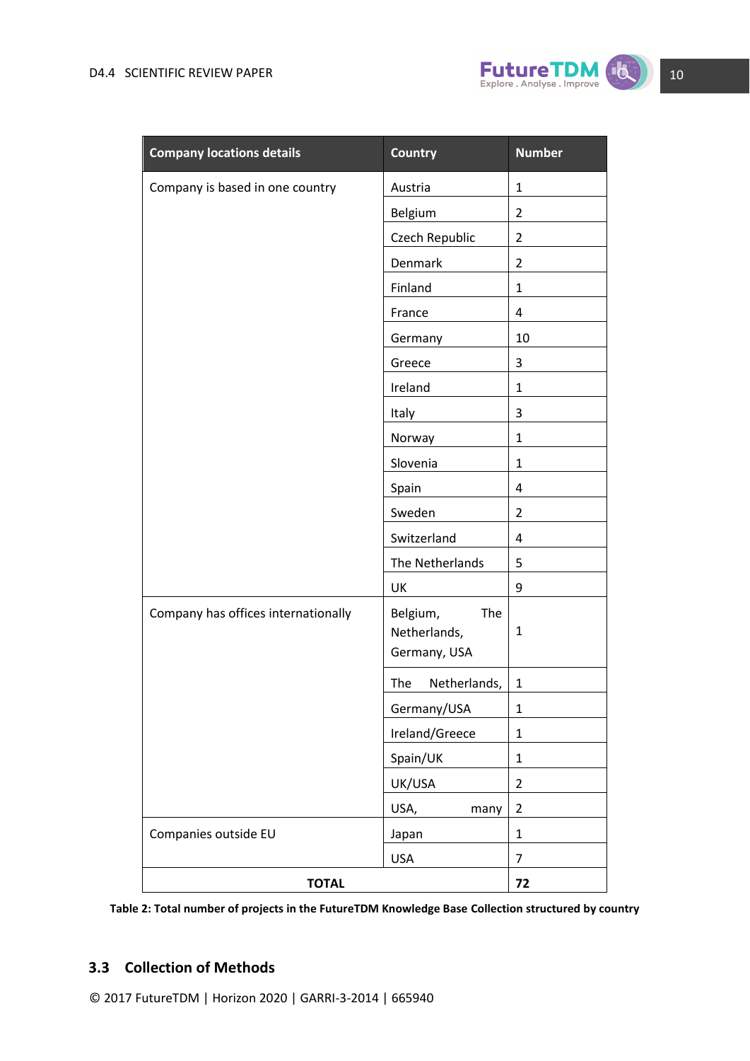| Company locations details | Country | Number |
|---|---|---|
| Company is based in one country | Austria | 1 |
| | Belgium | 2 |
| | Czech Republic | 2 |
| | Denmark | 2 |
| | Finland | 1 |
| | France | 4 |
| | Germany | 10 |
| | Greece | 3 |
| | Ireland | 1 |
| | Italy | 3 |
| | Norway | 1 |
| | Slovenia | 1 |
| | Spain | 4 |
| | Sweden | 2 |
| | Switzerland | 4 |
| | The Netherlands | 5 |
| | UK | 9 |
| Company has offices internationally | Belgium, The Netherlands, Germany, USA | 1 |
| | The Netherlands, | 1 |
| | Germany/USA | 1 |
| | Ireland/Greece | 1 |
| | Spain/UK | 1 |
| | UK/USA | 2 |
| | USA, many | 2 |
| Companies outside EU | Japan | 1 |
| | USA | 7 |
| **TOTAL** | | **72** |

**Table 2: Total number of projects in the FutureTDM Knowledge Base Collection structured by country**

## 3.3 Collection of Methods

© 2017 FutureTDM | Horizon 2020 | GARRI-3-2014 | 665940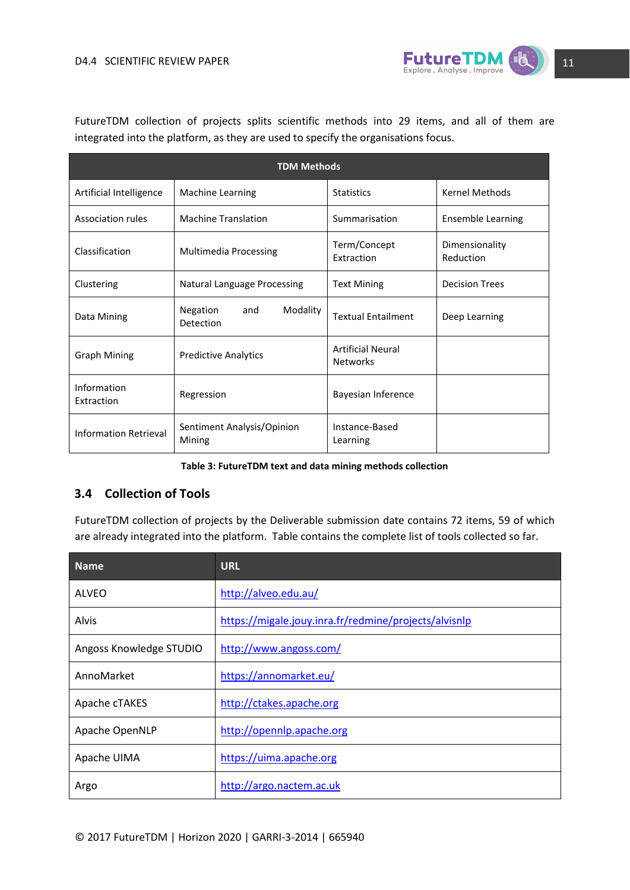FutureTDM collection of projects splits scientific methods into 29 items, and all of them are integrated into the platform, as they are used to specify the organisations focus.

| TDM Methods | | | |
|---|---|---|---|
| Artificial Intelligence | Machine Learning | Statistics | Kernel Methods |
| Association rules | Machine Translation | Summarisation | Ensemble Learning |
| Classification | Multimedia Processing | Term/Concept Extraction | Dimensionality Reduction |
| Clustering | Natural Language Processing | Text Mining | Decision Trees |
| Data Mining | Negation and Modality Detection | Textual Entailment | Deep Learning |
| Graph Mining | Predictive Analytics | Artificial Neural Networks | |
| Information Extraction | Regression | Bayesian Inference | |
| Information Retrieval | Sentiment Analysis/Opinion Mining | Instance-Based Learning | |

**Table 3: FutureTDM text and data mining methods collection**

## 3.4 Collection of Tools

FutureTDM collection of projects by the Deliverable submission date contains 72 items, 59 of which are already integrated into the platform. Table contains the complete list of tools collected so far.

| Name | URL |
|---|---|
| ALVEO | http://alveo.edu.au/ |
| Alvis | https://migale.jouy.inra.fr/redmine/projects/alvisnlp |
| Angoss Knowledge STUDIO | http://www.angoss.com/ |
| AnnoMarket | https://annomarket.eu/ |
| Apache cTAKES | http://ctakes.apache.org |
| Apache OpenNLP | http://opennlp.apache.org |
| Apache UIMA | https://uima.apache.org |
| Argo | http://argo.nactem.ac.uk |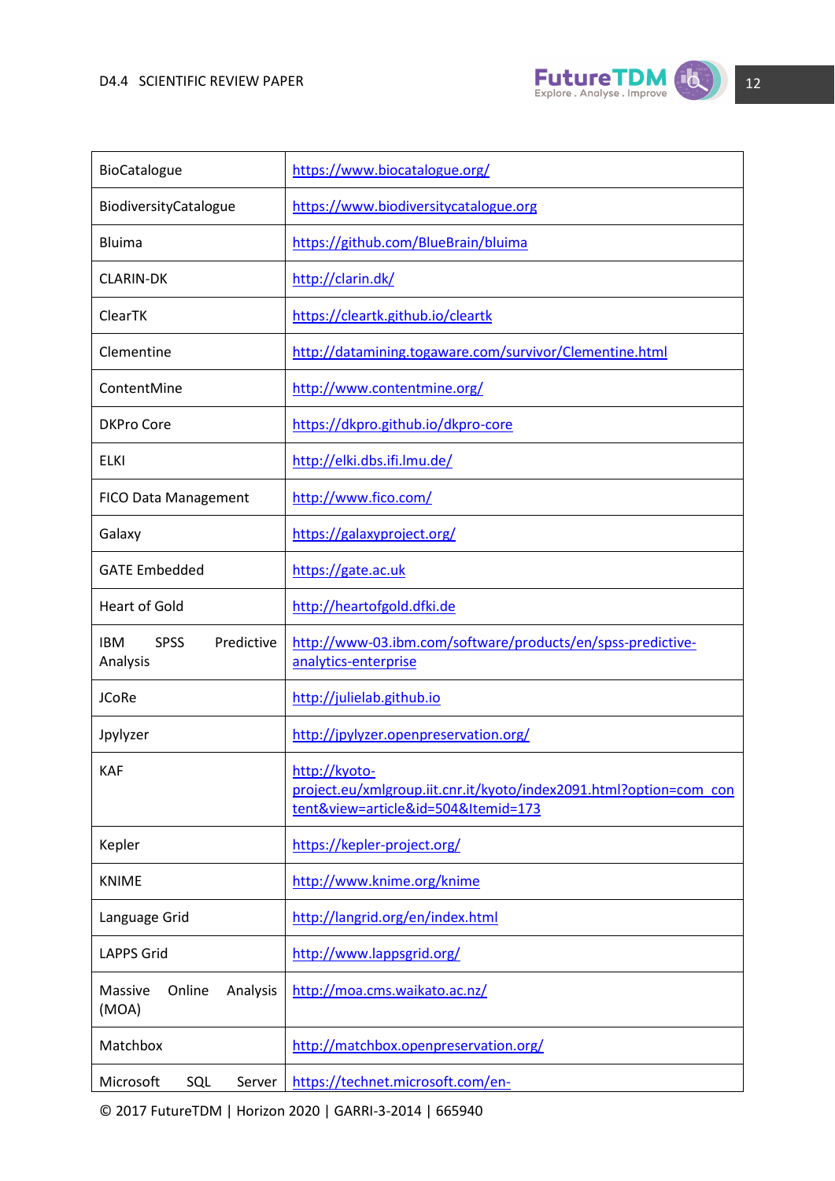| BioCatalogue | https://www.biocatalogue.org/ |
|---|---|
| BiodiversityCatalogue | https://www.biodiversitycatalogue.org |
| Bluima | https://github.com/BlueBrain/bluima |
| CLARIN-DK | http://clarin.dk/ |
| ClearTK | https://cleartk.github.io/cleartk |
| Clementine | http://datamining.togaware.com/survivor/Clementine.html |
| ContentMine | http://www.contentmine.org/ |
| DKPro Core | https://dkpro.github.io/dkpro-core |
| ELKI | http://elki.dbs.ifi.lmu.de/ |
| FICO Data Management | http://www.fico.com/ |
| Galaxy | https://galaxyproject.org/ |
| GATE Embedded | https://gate.ac.uk |
| Heart of Gold | http://heartofgold.dfki.de |
| IBM SPSS Predictive Analysis | http://www-03.ibm.com/software/products/en/spss-predictive-analytics-enterprise |
| JCoRe | http://julielab.github.io |
| Jpylyzer | http://jpylyzer.openpreservation.org/ |
| KAF | http://kyoto-project.eu/xmlgroup.iit.cnr.it/kyoto/index2091.html?option=com_content&view=article&id=504&Itemid=173 |
| Kepler | https://kepler-project.org/ |
| KNIME | http://www.knime.org/knime |
| Language Grid | http://langrid.org/en/index.html |
| LAPPS Grid | http://www.lappsgrid.org/ |
| Massive Online Analysis (MOA) | http://moa.cms.waikato.ac.nz/ |
| Matchbox | http://matchbox.openpreservation.org/ |
| Microsoft SQL Server | https://technet.microsoft.com/en- |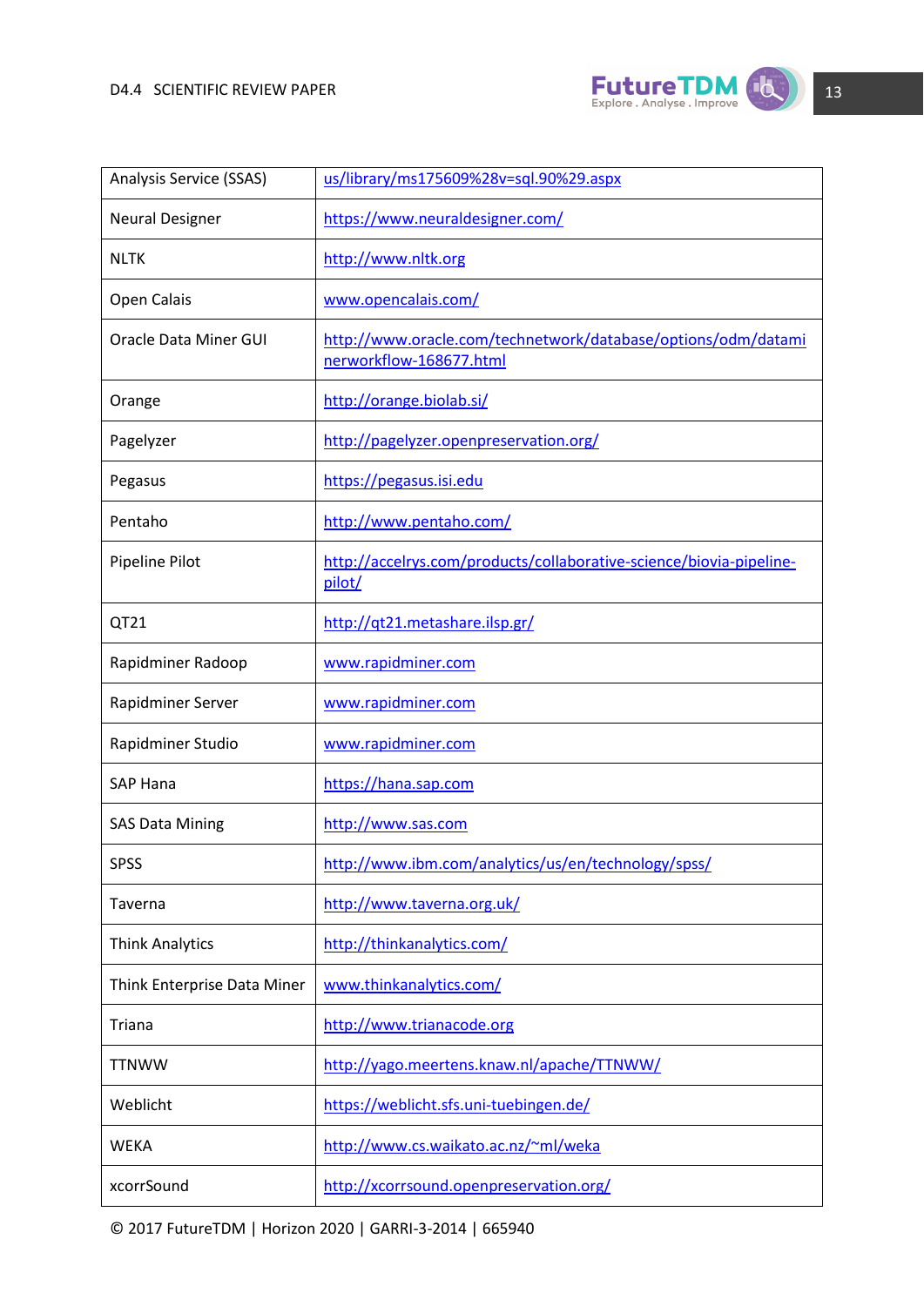| | |
|---|---|
| Analysis Service (SSAS) | us/library/ms175609%28v=sql.90%29.aspx |
| Neural Designer | https://www.neuraldesigner.com/ |
| NLTK | http://www.nltk.org |
| Open Calais | www.opencalais.com/ |
| Oracle Data Miner GUI | http://www.oracle.com/technetwork/database/options/odm/dataminerworkflow-168677.html |
| Orange | http://orange.biolab.si/ |
| Pagelyzer | http://pagelyzer.openpreservation.org/ |
| Pegasus | https://pegasus.isi.edu |
| Pentaho | http://www.pentaho.com/ |
| Pipeline Pilot | http://accelrys.com/products/collaborative-science/biovia-pipeline-pilot/ |
| QT21 | http://qt21.metashare.ilsp.gr/ |
| Rapidminer Radoop | www.rapidminer.com |
| Rapidminer Server | www.rapidminer.com |
| Rapidminer Studio | www.rapidminer.com |
| SAP Hana | https://hana.sap.com |
| SAS Data Mining | http://www.sas.com |
| SPSS | http://www.ibm.com/analytics/us/en/technology/spss/ |
| Taverna | http://www.taverna.org.uk/ |
| Think Analytics | http://thinkanalytics.com/ |
| Think Enterprise Data Miner | www.thinkanalytics.com/ |
| Triana | http://www.trianacode.org |
| TTNWW | http://yago.meertens.knaw.nl/apache/TTNWW/ |
| Weblicht | https://weblicht.sfs.uni-tuebingen.de/ |
| WEKA | http://www.cs.waikato.ac.nz/~ml/weka |
| xcorrSound | http://xcorrsound.openpreservation.org/ |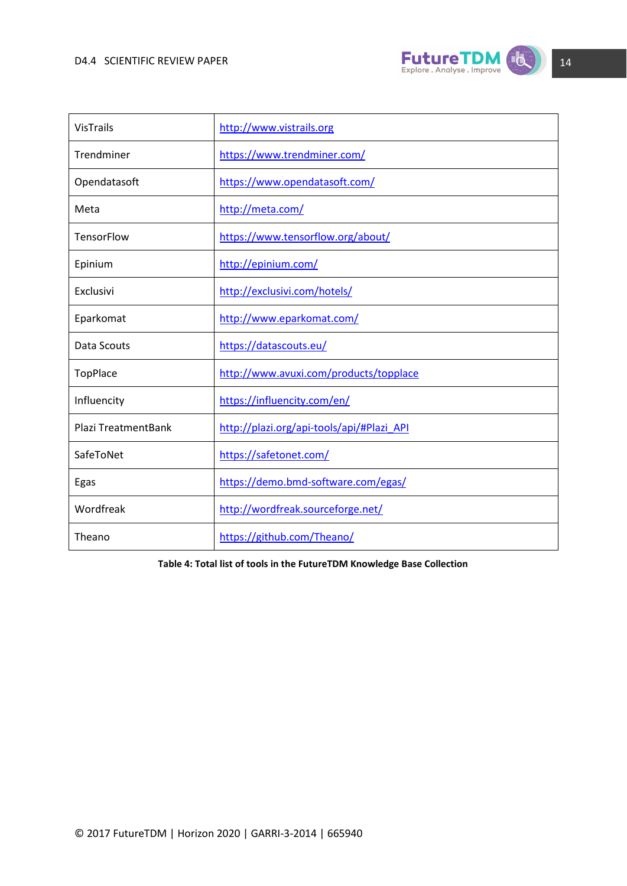| VisTrails | http://www.vistrails.org |
|---|---|
| Trendminer | https://www.trendminer.com/ |
| Opendatasoft | https://www.opendatasoft.com/ |
| Meta | http://meta.com/ |
| TensorFlow | https://www.tensorflow.org/about/ |
| Epinium | http://epinium.com/ |
| Exclusivi | http://exclusivi.com/hotels/ |
| Eparkomat | http://www.eparkomat.com/ |
| Data Scouts | https://datascouts.eu/ |
| TopPlace | http://www.avuxi.com/products/topplace |
| Influencity | https://influencity.com/en/ |
| Plazi TreatmentBank | http://plazi.org/api-tools/api/#Plazi_API |
| SafeToNet | https://safetonet.com/ |
| Egas | https://demo.bmd-software.com/egas/ |
| Wordfreak | http://wordfreak.sourceforge.net/ |
| Theano | https://github.com/Theano/ |

**Table 4: Total list of tools in the FutureTDM Knowledge Base Collection**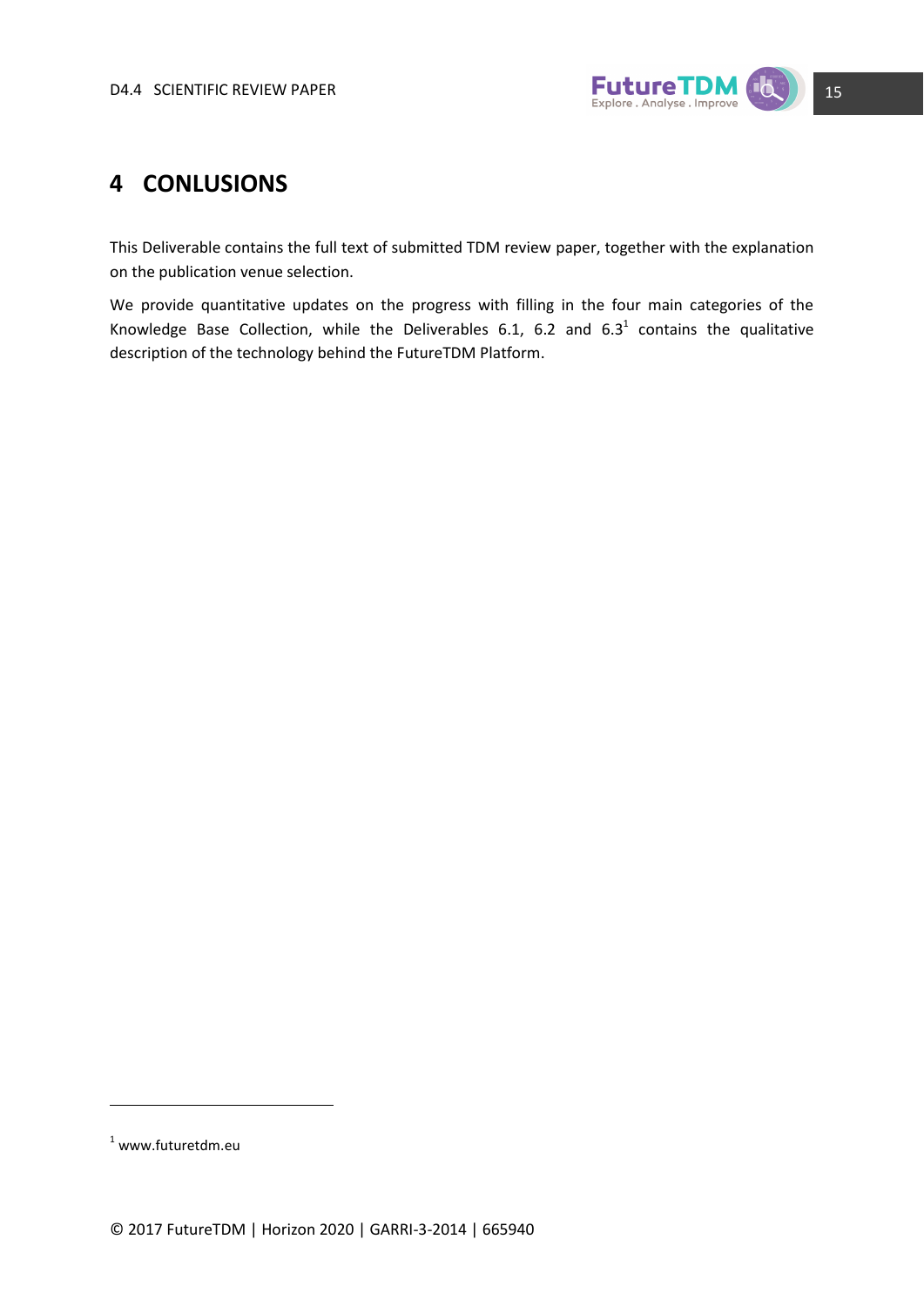# 4 CONLUSIONS

This Deliverable contains the full text of submitted TDM review paper, together with the explanation on the publication venue selection.

We provide quantitative updates on the progress with filling in the four main categories of the Knowledge Base Collection, while the Deliverables 6.1, 6.2 and 6.3[1] contains the qualitative description of the technology behind the FutureTDM Platform.

[1] www.futuretdm.eu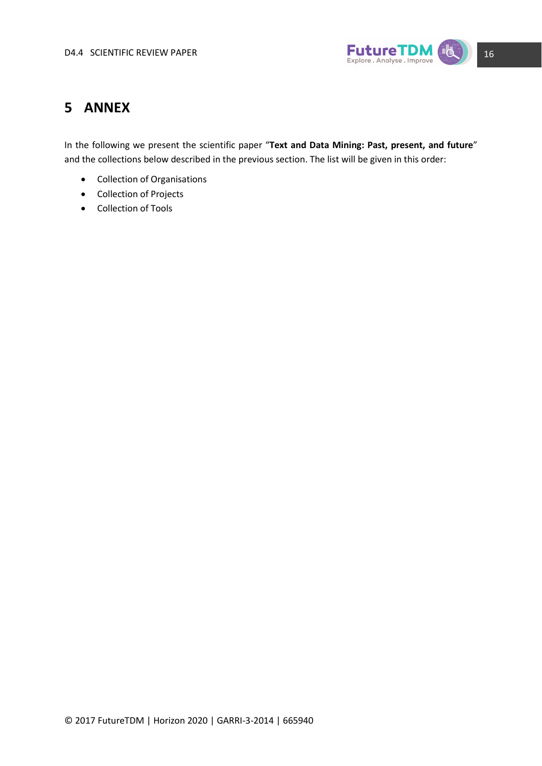# 5 ANNEX

In the following we present the scientific paper "**Text and Data Mining: Past, present, and future**" and the collections below described in the previous section. The list will be given in this order:

- Collection of Organisations
- Collection of Projects
- Collection of Tools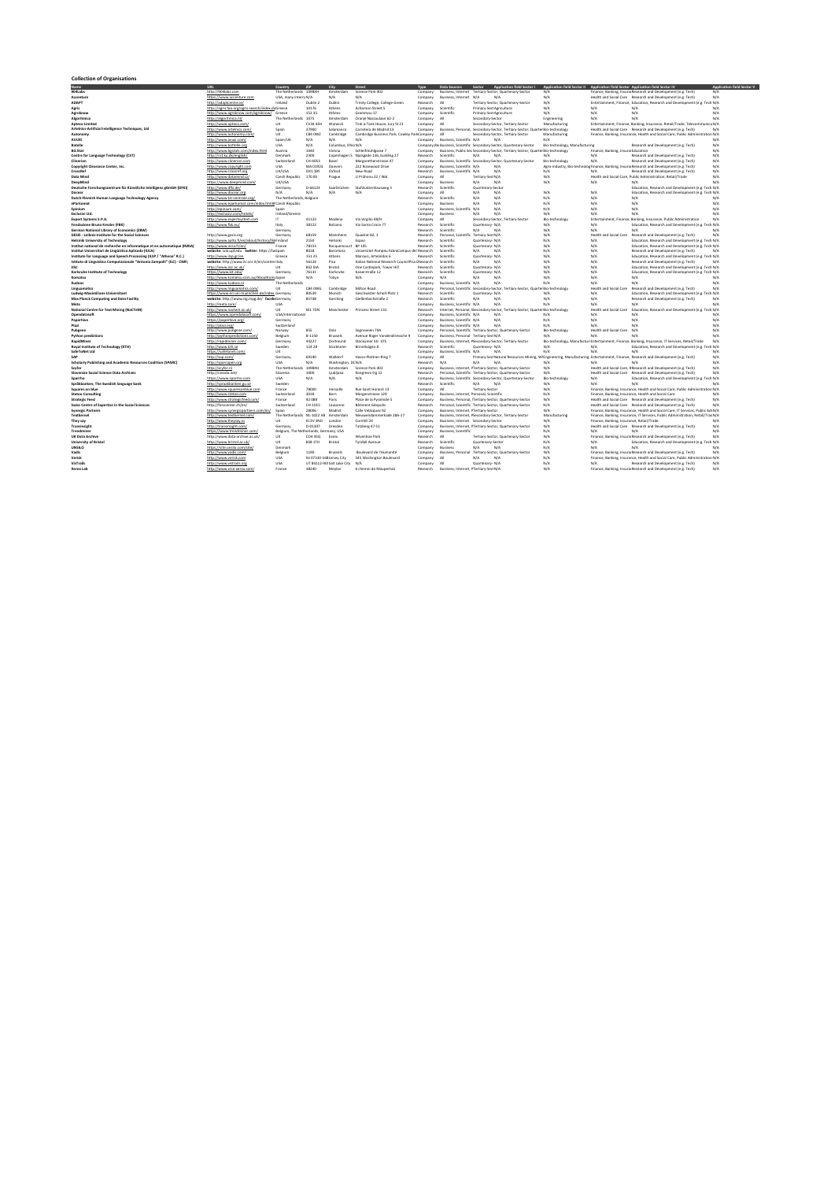# Collection of Organisations

| Name | URL | Country | ZIP | City | Street | Type | Data Sources | Sector | Application field Sector I | Application field Sector II | Application field Sector III | Application field Sector IV | Application field Sector V |
|---|---|---|---|---|---|---|---|---|---|---|---|---|---|
| 904Labs | http://904labs.com | The Netherlands | 1098XH | Amsterdam | Science Park 402 | Company | Business, Internet | Tertiary-Sector, Quaternary-Sector | N/A | Finance, Banking, Insurance | Research and Development (e.g. Tech) | N/A | |
| Accenture | https://www.accenture.com | USA, many intern. | N/A | N/A | N/A | Company | Business, Internet | N/A | N/A | N/A | Health and Social Care | Research and Development (e.g. Tech) | N/A |
| ADAPT | http://adaptcentre.ie/ | Ireland | Dublin 2 | Dublin | Trinity College, College Green | Research | All | Tertiary-Sector, Quaternary-Sector | N/A | Entertainment, Finance, Education, Research and Development (e.g. Tech) | | | N/A |
| Agris | http://agris.fao.org/agris-search/index.do | Greece | 10176 | Athens | Acharnon Street 5 | Company | Scientific | Primary-Sector | Agriculture | N/A | N/A | N/A | N/A |
| Agroknow | http://www.agroknow.com/agroknow/ | Greece | 152 35 | Athens | Grammou 17 | Company | Scientific | Primary-Sector | Agriculture | N/A | N/A | N/A | N/A |
| Algorithmica | http://algorithmica.nl/ | The Netherlands | 1075 | Amsterdam | Orange Nassaulaan 62-2 | Company | All | Secondary-Sector | | Engineering | N/A | N/A | N/A |
| Apteco Limited | http://www.apteco.com/ | UK | CV34 4SH | Warwick | Tink-a-Tank House, Jury St 21 | Company | All | Secondary-Sector, Tertiary-Sector | | Manufacturing | Entertainment, Finance, Banking, Insurance, Retail/Trade, Telecommunication | | N/A |
| Artelnics-Artificial Intelligence Techniques, Ltd | http://www.artelnics.com/ | Spain | 37008 | Salamanca | Carretera de Madrid 13 | Company | Business, Personal | Secondary-Sector, Tertiary-Sector, Quaternary-Sector | Bio-technology | Health and Social Care | Research and Development (e.g. Tech) | N/A | |
| Autonomy | http://www.autonomy.com/ | UK | CB4 0WZ | Cambridge | Cambridge Business Park, Cowley Park | Company | All | Secondary-Sector, Tertiary-Sector | | Manufacturing | Finance, Banking, Insurance, Health and Social Care, Public Administration | | N/A |
| AYLIEN | http://www.aylien.com/ | Spain/UK | N/A | N/A | N/A | Company | Business, Scientific | N/A | N/A | N/A | N/A | N/A | N/A |
| Batelle | http://www.battelle.org | USA | N/A | Columbus, Ohio | N/A | Company/Research | Business, Scientific | Secondary-Sector, Quaternary-Sector | Bio-technology, Manufacturing | | Research and Development (e.g. Tech) | | N/A |
| BG Stat | http://www.bgstats.com/index.html | Austria | 1040 | Vienna | Schleifmühlgasse 7 | Company | Business, Public Sector | Secondary-Sector, Tertiary-Sector, Quaternary-Sector | Bio-technology | Finance, Banking, Insurance | Education | | N/A |
| Centre for Language Technology (CST) | http://cst.ku.dk/english/ | Denmark | 2300 | Copenhagen S | Njalsgade 136, building 27 | Research | Scientific | N/A | N/A | N/A | N/A | Research and Development (e.g. Tech) | N/A |
| Clinerion | http://www.clinerion.com | Switzerland | CH-4053 | Basel | Margarethenstrasse 47 | Company | Business, Scientific | Secondary-Sector, Quaternary-Sector | Bio-technology | N/A | N/A | Research and Development (e.g. Tech) | N/A |
| Copyright Clearance Center, Inc. | http://www.copyright.com | USA | MA 01923 | Danvers | 222 Rosewood Drive | Company | Business, Scientific | N/A | N/A | Agro-industry, Bio-technology | Finance, Banking, Insurance | Research and Development (e.g. Tech) | N/A |
| CrossRef | http://www.crossref.org | UK/USA | OX1 3EF | Oxford | New Road | Research | Business, Scientific | N/A | N/A | N/A | N/A | Research and Development (e.g. Tech) | N/A |
| Data Mind | http://www.datamind.cz/ | Czech Republic | 170 00 | Prague | U Průhonu 22 / 866 | Company | All | Tertiary-Sector | N/A | N/A | Health and Social Care, Public Administration, Retail/Trade | | N/A |
| DeepMind | http://www.deepmind.com/ | UK/USA | | | | Company | Business | N/A | N/A | N/A | N/A | N/A | N/A |
| Deutsche Forschungszentrum für Künstliche Intelligenz gGmbH (DFKI) | http://www.dfki.de/ | Germany | D-66123 | Saarbrücken | Stuhlsatzenhausweg 3 | Research | Scientific | Quaternary-Sector | | | | Education, Research and Development (e.g. Tech) | N/A |
| Dezzar | http://www.dezzar.org | N/A | N/A | N/A | N/A | Company | All | N/A | N/A | N/A | N/A | Education, Research and Development (e.g. Tech) | N/A |
| Dutch-Flemish Human Language Technology Agency | http://www.tst-centrale.org/ | The Netherlands, Belgium | | | | Research | Scientific | N/A | N/A | N/A | N/A | N/A | N/A |
| eParliament | http://www.eparliament.com/index.html | Czech Republic | | | | Company | Business | N/A | N/A | N/A | N/A | N/A | N/A |
| Epinium | http://epinium.com/ | Spain | | | | Company | Business, Scientific | N/A | N/A | N/A | N/A | N/A | N/A |
| Exclusivi Ltd. | http://exclusivi.com/hotels/ | Ireland/Greece | | | | Company | Business | N/A | N/A | N/A | N/A | N/A | N/A |
| Expert Systems S.P.A. | http://www.expertsystem.com | IT | 41123 | Modena | Via Virgilio 48/H | Company | All | Secondary-Sector, Tertiary-Sector | | Bio-technology | Entertainment, Finance, Banking, Insurance, Public Administration | | N/A |
| Fondazione Bruno Kessler (FBK) | http://www.fbk.eu/ | Italy | 38122 | Bolzano | Via Santa Croce 77 | Research | Scientific | Quaternary-Sector | N/A | N/A | N/A | Education, Research and Development (e.g. Tech) | N/A |
| German National Library of Economics (ZBW) | | Germany | | | | Research | Scientific | N/A | N/A | N/A | N/A | N/A | N/A |
| GESIS - Leibniz-Institute for the Social Sciences | http://www.gesis.org | Germany | 68159 | Mannheim | Quadrat B2, 1 | Research | Personal, Scientific | Tertiary-Sector | N/A | N/A | Health and Social Care | Research and Development (e.g. Tech) | N/A |
| Helsinki University of Technology | http://www.aalto.fi/en/about/history/tkk/ | Finland | 2150 | Helsinki | Espoo | Research | Scientific | Quaternary-Sector | N/A | N/A | N/A | Education, Research and Development (e.g. Tech) | N/A |
| Institut national de recherche en informatique et en automatique (INRIA) | http://www.inria.fr/en/ | France | 78153 | Rocquencourt | BP 105 | Research | Scientific | Quaternary-Sector | N/A | N/A | N/A | Education, Research and Development (e.g. Tech) | N/A |
| Institut Universitari de Lingüística Aplicada (IULA) | website: iula.upf.edu · Twitter: https://twitter... | Spain | 8018 | Barcelona | Universitat Pompeu Fabra Campus del Poblenou | Research | Scientific | N/A | N/A | N/A | N/A | Research and Development (e.g. Tech) | N/A |
| Institute for Language and Speech Processing (ILSP / "Athena" R.C.) | http://www.ilsp.gr/en | Greece | 151 25 | Athens | Marousi, Artemidos 6 | Research | Scientific | Quaternary-Sector | N/A | N/A | N/A | Education, Research and Development (e.g. Tech) | N/A |
| Istituto di Linguistica Computazionale "Antonio Zampolli" (ILC) - CNR | website: http://www.ilc.cnr.it/en/content | Italy | 56124 | Pisa | Italian National Research Council Pisa | Research | Scientific | N/A | N/A | N/A | N/A | Education, Research and Development (e.g. Tech) | N/A |
| JISC | http://www.jisc.ac.uk/ | UK | BS2 0JA | Bristol | One Castlepark, Tower Hill | Research | Scientific | Quaternary-Sector | N/A | N/A | N/A | Education, Research and Development (e.g. Tech) | N/A |
| Karlsruhe Institute of Technology | http://www.kit.edu/ | Germany | 76131 | Karlsruhe | Kaiserstraße 12 | Research | Scientific | Quaternary-Sector | N/A | N/A | N/A | Education, Research and Development (e.g. Tech) | N/A |
| Konnotsu | http://www.konnotsu.com.au/aboutkonnotsu | Japan | N/A | Tokyo | N/A | Company | N/A | N/A | N/A | N/A | N/A | N/A | N/A |
| Kudoos | http://www.kudoos.nl | The Netherlands | | | | Company | Business, Scientific | N/A | N/A | N/A | N/A | N/A | N/A |
| Linguamatics | http://www.linguamatics.com/ | UK | CB4 0WG | Cambridge | Milton Road | Company | Personal, Scientific | Secondary-Sector, Tertiary-Sector, Quaternary-Sector | Bio-technology | Health and Social Care | Research and Development (e.g. Tech) | | N/A |
| Ludwig-Maximilians-Universitaet | http://www.en.uni-muenchen.de/index.html | Germany | 80539 | Munich | Geschwister-Scholl-Platz 1 | Research | Scientific | Quaternary-Sector | N/A | N/A | N/A | Education, Research and Development (e.g. Tech) | N/A |
| Max Planck Computing and Data Facility | website: http://www.rzg.mpg.de/ · facebook | Germany | 85748 | Garching | Gießenbachstraße 2 | Research | Scientific | N/A | N/A | N/A | N/A | Research and Development (e.g. Tech) | N/A |
| Meta | http://meta.com/ | USA | | | | Company | Business, Scientific | N/A | N/A | N/A | N/A | N/A | N/A |
| National Centre for Text Mining (NaCTeM) | http://www.nactem.ac.uk/ | UK | M1 7DN | Manchester | Princess Street 131 | Research | Internet, Personal, Scientific | Secondary-Sector, Tertiary-Sector, Quaternary-Sector | Bio-technology | Health and Social Care | Education, Research and Development (e.g. Tech) | | N/A |
| OpenCalais/ft | http://www.opencalais.com/ | USA/International | | | | Company | Business, Scientific | N/A | N/A | N/A | N/A | N/A | N/A |
| Paperhive | http://paperhive.org/ | Germany | | | | Company | Business, Scientific | N/A | N/A | N/A | N/A | N/A | N/A |
| Plazi | http://plazi.org/ | Switzerland | | | | Company | Business, Scientific | N/A | N/A | N/A | N/A | N/A | N/A |
| Pulsgeno | http://www.pulsgeno.com/ | Norway | 855 | Oslo | Sognsveien 70A | Company | Personal, Scientific | Tertiary-Sector, Quaternary-Sector | | Bio-technology | Health and Social Care | N/A | N/A |
| Python predictions | http://pythonpredictions.com/ | Belgium | B-1150 | Brussels | Avenue Roger Vandendriessche 9 | Company | Business, Personal | Tertiary-Sector | N/A | N/A | N/A | N/A | N/A |
| RapidMiner | http://rapidminer.com/ | Germany | 44227 | Dortmund | Stockumer Str. 475 | Company | Business, Internet, Personal | Secondary-Sector, Tertiary-Sector | | Bio-technology, Manufacturing | Entertainment, Finance, Banking, Insurance, IT Services, Retail/Trade | | N/A |
| Royal Institute of Technology (KTH) | http://www.kth.se | Sweden | 114 28 | Stockholm | Brinellvägen 8 | Research | Scientific | Quaternary-Sector | N/A | N/A | N/A | Education, Research and Development (e.g. Tech) | N/A |
| SafeToNet Ltd | http://safetonet.com/ | UK | | | | Company | Business, Scientific | N/A | N/A | N/A | N/A | N/A | N/A |
| SAP | http://sap.com/ | Germany | 69190 | Walldorf | Hasso-Plattner-Ring 7 | Company | All | Primary-Sector | Natural Resources Mining, Wood | Engineering, Manufacturing | Entertainment, Finance, Banking, Insurance, Health and Social Care | | N/A |
| Scholarly Publishing and Academic Resources Coalition (SPARC) | http://sparcopen.org | USA | N/A | Washington, DC | N/A | Research | N/A | N/A | N/A | N/A | N/A | N/A | N/A |
| Scyfer | http://scyfer.nl | The Netherlands | 1098XH | Amsterdam | Science Park 402 | Company | Business, Internet, Personal | Tertiary-Sector, Quaternary-Sector | | N/A | Health and Social Care, IT | Research and Development (e.g. Tech) | N/A |
| Slovenian Social Science Data Archives | http://www.adp.fdv.uni-lj.si/eng/ | Slovenia | 1000 | Ljubljana | Kongresni trg 12 | Research | Personal, Scientific | Tertiary-Sector, Quaternary-Sector | | N/A | Health and Social Care | Research and Development (e.g. Tech) | N/A |
| Sparrho | https://www.sparrho.com | USA | N/A | N/A | N/A | Company | Business, Internet, Scientific | Secondary-Sector, Quaternary-Sector | | Bio-technology | N/A | Education, Research and Development (e.g. Tech) | N/A |
| Språkbanken, The Swedish language bank | http://spraakbanken.gu.se | Sweden | | | | Research | Scientific | N/A | N/A | N/A | N/A | N/A | N/A |
| Squares on blue | http://www.squaresonblue.com | France | 78000 | Versaille | Rue Saint Honoré 13 | Company | All | Tertiary-Sector | | N/A | Finance, Banking, Insurance, Health and Social Care, Public Administration | | N/A |
| Statoo Consulting | http://www.statoo.com | Switzerland | 3018 | Bern | Morgenstrasse 129 | Company | Business, Internet, Personal, Scientific | | | N/A | Finance, Banking, Insurance, Health and Social Care | | N/A |
| Strategic Feed | http://www.strategicfeed.com/ | France | 92 088 | Paris | Place de la Pyramide 5 | Company | Business, Personal | Tertiary-Sector, Quaternary-Sector | | N/A | Health and Social Care | Research and Development (e.g. Tech) | N/A |
| Swiss Centre of Expertise in the Social Sciences | http://forscenter.ch/en/ | Switzerland | CH-1015 | Lausanne | Bâtiment Géopolis | Research | Personal, Scientific | Tertiary-Sector, Quaternary-Sector | | N/A | Health and Social Care | Research and Development (e.g. Tech) | N/A |
| Synergic Partners | http://www.synergicpartners.com/en/ | Spain | 28006 | Madrid | Calle Velázquez 92 | Company | Business, Internet, Personal | Tertiary-Sector | | N/A | Finance, Banking, Insurance, Health and Social Care, IT Services, Public Administration | | N/A |
| Textkernel | http://www.textkernel.com/ | The Netherlands | NL-1022 AB | Amsterdam | Nieuwendammerkade 28A-17 | Company | Business, Internet, Personal | Secondary-Sector, Tertiary-Sector | | Manufacturing | Finance, Banking, Insurance, IT Services, Public Administration, Retail/Trade | | N/A |
| They say | http://www.theysay.io | UK | EC3V 3ND | London | Cornhill 24 | Company | Business, Internet | Secondary-Sector | | N/A | Finance, Banking, Insurance, Retail/Trade | | N/A |
| Transinsight | http://transinsight.com/ | Germany | D-01307 | Dresden | Tatzberg 47-51 | Company | Business, Internet, Personal | Tertiary-Sector, Quaternary-Sector | | N/A | Health and Social Care | Research and Development (e.g. Tech) | N/A |
| Trendminer | https://www.trendminer.com/ | Belgium, The Netherlands, Germany, USA | | | | Company | Business, Scientific | | | N/A | N/A | N/A | N/A |
| UK Data Archive | http://www.data-archive.ac.uk/ | UK | CO4 3SQ | Essex | Wivenhoe Park | Research | All | Tertiary-Sector, Quaternary-Sector | | N/A | Finance, Banking, Insurance | Research and Development (e.g. Tech) | N/A |
| University of Bristol | http://www.bristol.ac.uk/ | UK | BS8 1TH | Bristol | Tyndall Avenue | Research | Scientific | Quaternary-Sector | | N/A | N/A | Education, Research and Development (e.g. Tech) | N/A |
| UNI•C | http://site.uni-c.com/site/ | Denmark | | | | Company | Business | N/A | N/A | N/A | N/A | N/A | N/A |
| Vadis | http://www.vadis.com/ | Belgium | 1190 | Brussels | Boulevard de l'Humanité | Company | Business, Personal | Tertiary-Sector, Quaternary-Sector | | N/A | Finance, Banking, Insurance | Research and Development (e.g. Tech) | N/A |
| Verisk | http://www.verisk.com | USA | NJ 07310 | Jersey City | 545 Washington Boulevard | Company | All | N/A | N/A | N/A | Finance, Banking, Insurance, Health and Social Care, Public Administration | | N/A |
| Vicitradi | http://www.victradi.com | USA | UT 84111 | Salt Lake City | N/A | Company | All | Quaternary-Sector | N/A | N/A | N/A | Research and Development (e.g. Tech) | N/A |
| Xerox Lab | http://www.xrce.xerox.com/ | France | 38240 | Meylan | 6 chemin de Maupertuis | Research | Business, Internet, Personal | Tertiary-Sector | N/A | N/A | Finance, Banking, Insurance | Research and Development (e.g. Tech) | N/A |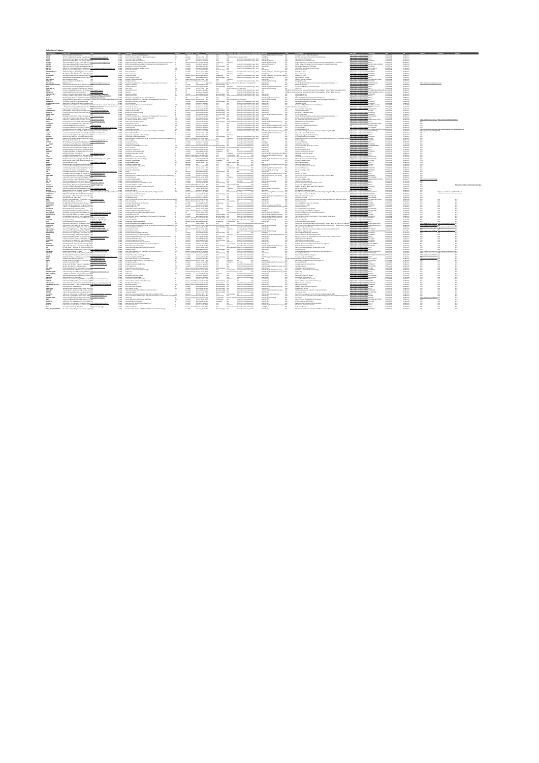# Collection of Projects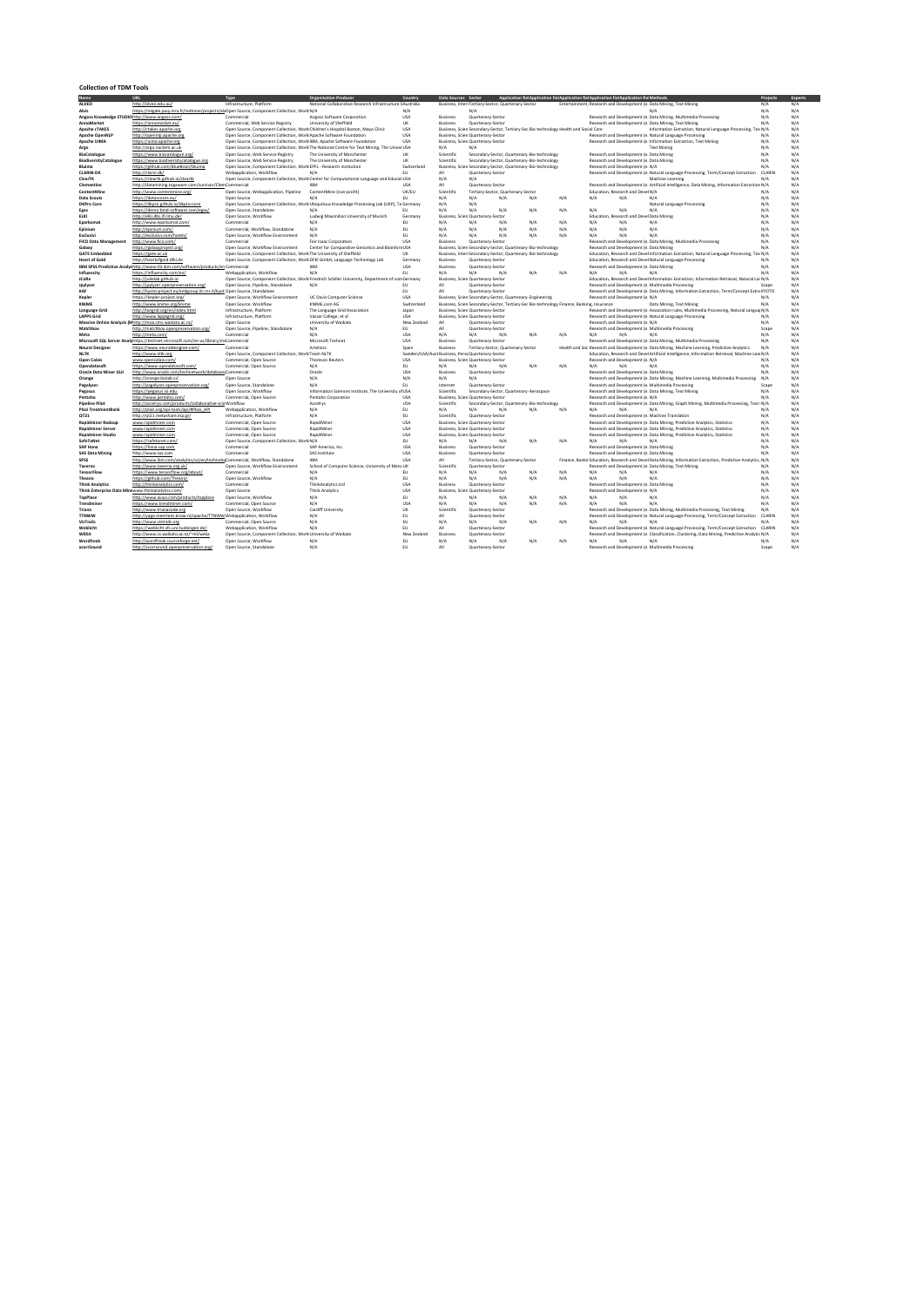## Collection of TDM Tools

| Name | URL | Type | Organisation Producer | Country | Data Sources | Sector | Application field | Application field | Application field | Application field | Methods | Projects | Experts |
|---|---|---|---|---|---|---|---|---|---|---|---|---|---|
| ALVEO | http://alveo.edu.au/ | Infrastructure, Platform | National Collaborative Research Infrastructure S | Australia | Business, Intern | Tertiary-Sector, Quaternary-Sector | | Entertainment | | Research and Development (e. | Data Mining, Text Mining | N/A | N/A |
| Alvis | https://mgate.pou.inra.fr/redmine/projects/ala | Open Source, Component Collection, Workf | N/A | N/A | | N/A | | | | | N/A | N/A | N/A |
| Angoss Knowledge STUDIO | http://www.angoss.com/ | Commercial | Angoss Software Corporation | USA | Business | Quaternary-Sector | | | | Research and Development (e. | Data Mining, Multimedia Processing | N/A | N/A |
| AnnoMarket | https://annomarket.eu/ | Commercial, Web Service Registry | University of Sheffield | UK | Business | Quaternary-Sector | | | | Research and Development (e. | Data Mining, Text Mining | N/A | N/A |
| Apache cTAKES | http://ctakes.apache.org | Open Source, Component Collection, Workf | Children's Hospital Boston, Mayo Clinic | USA | Business, Scien | Secondary-Sector, Tertiary-Sec | Bio-technology | Health and Social Care | | | Information Extraction, Natural Language Processing, Tex | N/A | N/A |
| Apache OpenNLP | http://opennlp.apache.org | Open Source, Component Collection, Workf | Apache Software Foundation | USA | Business, Scien | Quaternary-Sector | | | | Research and Development (e. | Natural Language Processing | N/A | N/A |
| Apache UIMA | https://uima.apache.org | Open Source, Component Collection, Workf | IBM, Apache Software Foundation | USA | Business, Scien | Quaternary-Sector | | | | Research and Development (e. | Information Extraction, Text Mining | N/A | N/A |
| Argo | http://argo.nactem.ac.uk | Open Source, Component Collection, Workf | The National Centre for Text Mining, The Univer | USA | N/A | N/A | | | | | Text Mining | N/A | N/A |
| BioCatalogue | https://www.biocatalogue.org/ | Open Source, Web Service Registry | The University of Manchester | UK | Scientific | Secondary-Sector, Quaternary-Sec | Bio-technology | | | Research and Development (e. | Data Mining | N/A | N/A |
| BiodiversityCatalogue | https://www.biodiversitycatalogue.org | Open Source, Web Service Registry | The University of Manchester | UK | Scientific | Secondary-Sector, Quaternary-Sec | Bio-technology | | | Research and Development (e. | Data Mining | N/A | N/A |
| Bluima | https://github.com/BlueBrain/bluima | Open Source, Component Collection, Workf | EPFL - Research institution | Switzerland | Business, Scien | Secondary-Sector, Quaternary-Sec | Bio-technology | | | Research and Development (e. | N/A | N/A | N/A |
| CLARIN-DK | http://clarin.dk/ | Webapplication, Workflow | N/A | EU | All | Quaternary-Sector | | | | Research and Development (e. | Natural Language Processing, Term/Concept Extraction | CLARIN | N/A |
| ClearTK | https://cleartk.github.io/cleartk | Open Source, Component Collection, Workf | Center for Computational Language and Educati | USA | N/A | N/A | | | | | Machine Learning | N/A | N/A |
| Clementine | http://datamining.togaware.com/survivor/Clem | Commercial | IBM | USA | All | Quaternary-Sector | | | | Research and Development (e. | Artificial Intelligence, Data Mining, Information Extraction | N/A | N/A |
| ContentMine | http://www.contentmine.org/ | Open Source, Webapplication, Pipeline | ContentMine (non-profit) | UK/EU | Scientific | Tertiary-Sector, Quaternary-Sector | | | | Education, Research and Devel | N/A | N/A | N/A |
| Data Scouts | https://datascouts.eu/ | Open Source | N/A | EU | N/A | N/A | N/A | N/A | N/A | N/A | N/A | N/A | N/A |
| DKPro Core | https://dkpro.github.io/dkpro-core | Open Source, Component Collection, Workf | Ubiquitous Knowledge Processing Lab (UKP), Te | Germany | N/A | N/A | | | | | Natural Language Processing | N/A | N/A |
| Egas | https://demo.bmd-software.com/egas/ | Open Source, Standalone | N/A | EU | N/A | N/A | N/A | N/A | N/A | N/A | N/A | N/A | N/A |
| ELKI | http://elki.dbs.ifi.lmu.de/ | Open Source, Workflow | Ludwig Maximilian University of Munich | Germany | Business, Scien | Quaternary-Sector | | | | Education, Research and Devel | Data Mining | N/A | N/A |
| Eparkomat | http://www.eparkomat.com/ | Commercial | N/A | EU | N/A | N/A | N/A | N/A | N/A | N/A | N/A | N/A | N/A |
| Epinium | http://epinium.com/ | Commercial, Workflow, Standalone | N/A | EU | N/A | N/A | N/A | N/A | N/A | N/A | N/A | N/A | N/A |
| Exclusivi | http://exclusivi.com/hotels/ | Open Source, Workflow Environment | N/A | EU | N/A | N/A | N/A | N/A | N/A | N/A | N/A | N/A | N/A |
| FICO Data Management | http://www.fico.com/ | Commercial | Fair Isaac Corporation | USA | Business | Quaternary-Sector | | | | Research and Development (e. | Data Mining, Multimedia Processing | N/A | N/A |
| Galaxy | https://galaxyproject.org/ | Open Source, Workflow Environment | Center for Comparative Genomics and Bioinform | USA | Business, Scien | Secondary-Sector, Quaternary-Sec | Bio-technology | | | Research and Development (e. | Data Mining | N/A | N/A |
| GATE Embedded | https://gate.ac.uk | Open Source, Component Collection, Workf | The University of Sheffield | UK | Business, Intern | Secondary-Sector, Quaternary-Sec | Bio-technology | | | Education, Research and Devel | Information Extraction, Natural Language Processing, Tex | N/A | N/A |
| Heart of Gold | http://heartofgold.dfki.de | Open Source, Component Collection, Workf | DFKI GmbH, Language Technology Lab | Germany | Business | Quaternary-Sector | | | | Education, Research and Devel | Natural Language Processing | N/A | N/A |
| IBM SPSS Predictive Analy | http://www-01.ibm.com/software/products/en | Commercial | IBM | USA | Business | Quaternary-Sector | | | | Research and Development (e. | Data Mining | N/A | N/A |
| Influencity | https://influencity.com/en/ | Webapplication, Workflow | N/A | EU | N/A | N/A | N/A | N/A | N/A | N/A | N/A | N/A | N/A |
| JCoRe | https://julielab.github.io | Open Source, Component Collection, Workf | Friedrich Schiller University, Department of com | Germany | Business, Scien | Quaternary-Sector | | | | Education, Research and Devel | Information Extraction, Information Retrieval, Natural Lan | N/A | N/A |
| jpylyzer | http://jpylyzer.openpreservation.org/ | Open Source, Pipeline, Standalone | N/A | EU | All | Quaternary-Sector | | | | Research and Development (e. | Multimedia Processing | Scape | N/A |
| KAF | http://kyoto-project.eu/xmlgroup.iit.cnr.it/kyot | Open Source, Standalone | | EU | All | Quaternary-Sector | | | | Research and Development (e. | Data Mining, Information Extraction, Term/Concept Extra | KYOTO | N/A |
| Kepler | https://kepler-project.org/ | Open Source, Workflow Environment | UC Davis Computer Science | USA | Business, Scien | Secondary-Sector, Quaternary-Sector | Engineering | | | Research and Development (e. | N/A | N/A | N/A |
| KNIME | http://www.knime.org/knime | Open Source, Workflow | KNIME.com AG | Switzerland | Business, Scien | Secondary-Sector, Tertiary-Sec | Bio-technology | Finance, Banking, Insurance | | | Data Mining, Text Mining | N/A | N/A |
| Language Grid | http://langrid.org/en/index.html | Infrastructure, Platform | The Language Grid Association | Japan | Business, Scien | Quaternary-Sector | | | | Research and Development (e. | Association rules, Multimedia Processing, Natural Langua | N/A | N/A |
| LAPPS Grid | http://www.lappsgrid.org/ | Infrastructure, Platform | Vassar College, et al | USA | Business, Scien | Quaternary-Sector | | | | Research and Development (e. | Natural Language Processing | N/A | N/A |
| Massive Online Analysis (M | http://moa.cms.waikato.ac.nz/ | Open Source | University of Waikato | New Zealand | All | Quaternary-Sector | | | | Research and Development (e. | N/A | N/A | N/A |
| Matchbox | http://matchbox.openpreservation.org/ | Open Source, Pipeline, Standalone | N/A | EU | All | Quaternary-Sector | | | | Research and Development (e. | Multimedia Processing | Scape | N/A |
| Meta | http://meta.com/ | Commercial | N/A | USA | N/A | N/A | N/A | N/A | N/A | N/A | N/A | N/A | N/A |
| Microsoft SQL Server Analy | https://technet.microsoft.com/en-us/library/ms | Commercial | Microsoft Technet | USA | Business | Quaternary-Sector | | | | Research and Development (e. | Data Mining, Multimedia Processing | N/A | N/A |
| Neural Designer | https://www.neuraldesigner.com/ | Commercial | Artelnics | Spain | Business | Tertiary-Sector, Quaternary-Sector | | Health and Soc | | Research and Development (e. | Data Mining, Machine Learning, Predictive Analytics | N/A | N/A |
| NLTK | http://www.nltk.org | Open Source, Component Collection, Workf | Team NLTK | Sweden/USA/Aust | Business, Perso | Quaternary-Sector | | | | Education, Research and Devel | Artificial Intelligence, Information Retrieval, Machine Lear | N/A | N/A |
| Open Calais | www.opencalais.com/ | Commercial, Open Source | Thomson Reuters | USA | Business, Scien | Quaternary-Sector | | | | Research and Development (e. | N/A | N/A | N/A |
| Opendatasoft | https://www.opendatasoft.com/ | Commercial, Open Source | N/A | EU | N/A | N/A | N/A | N/A | N/A | N/A | N/A | N/A | N/A |
| Oracle Data Miner GUI | http://www.oracle.com/technetwork/database | Commercial | Oracle | USA | Business | Quaternary-Sector | | | | Research and Development (e. | Data Mining | N/A | N/A |
| Orange | http://orange.biolab.si/ | Open Source | N/A | N/A | N/A | N/A | | | | Research and Development (e. | Data Mining, Machine Learning, Multimedia Processing | N/A | N/A |
| Pagelyzer | http://pagelyzer.openpreservation.org/ | Open Source, Standalone | N/A | EU | Internet | Quaternary-Sector | | | | Research and Development (e. | Multimedia Processing | Scape | N/A |
| Pegasus | https://pegasus.isi.edu | Open Source, Workflow | Information Sciences Institute, The University of | USA | Scientific | Secondary-Sector, Quaternary-Sector | Aerospace | | | Research and Development (e. | Data Mining, Text Mining | N/A | N/A |
| Pentaho | http://www.pentaho.com/ | Commercial, Open Source | Pentaho Corporation | USA | Business, Scien | Quaternary-Sector | | | | Research and Development (e. | N/A | N/A | N/A |
| Pipeline Pilot | http://accelrys.com/products/collaborative-scie | Workflow | Accelrys | USA | Scientific | Secondary-Sector, Quaternary-Sec | Bio-technology | | | Research and Development (e. | Data Mining, Graph Mining, Multimedia Processing, Text | N/A | N/A |
| Plazi TreatmentBank | http://plazi.org/api-tools/api/#Plazi_API | Webapplication, Workflow | N/A | EU | N/A | N/A | N/A | N/A | N/A | N/A | N/A | N/A | N/A |
| QT21 | http://qt21.metashare.ilsp.gr/ | Infrastructure, Platform | N/A | EU | Scientific | Quaternary-Sector | | | | Research and Development (e. | Machine Translation | N/A | N/A |
| Rapidminer Radoop | www.rapidminer.com | Commercial, Open Source | RapidMiner | USA | Business, Scien | Quaternary-Sector | | | | Research and Development (e. | Data Mining, Predictive Analytics, Statistics | N/A | N/A |
| Rapidminer Server | www.rapidminer.com | Commercial, Open Source | RapidMiner | USA | Business, Scien | Quaternary-Sector | | | | Research and Development (e. | Data Mining, Predictive Analytics, Statistics | N/A | N/A |
| Rapidminer Studio | www.rapidminer.com | Commercial, Open Source | RapidMiner | USA | Business, Scien | Quaternary-Sector | | | | Research and Development (e. | Data Mining, Predictive Analytics, Statistics | N/A | N/A |
| SafeToNet | https://safetonet.com/ | Open Source, Component Collection, Workf | N/A | EU | N/A | N/A | N/A | N/A | N/A | N/A | N/A | N/A | N/A |
| SAP Hana | https://hana.sap.com/ | Commercial | SAP America, Inc. | USA | Business | Quaternary-Sector | | | | Research and Development (e. | Data Mining | N/A | N/A |
| SAS Data Mining | http://www.sas.com | Commercial | SAS Institute | USA | Business | Quaternary-Sector | | | | Research and Development (e. | Data Mining | N/A | N/A |
| SPSS | http://www.ibm.com/analytics/us/en/technolog | Commercial, Workflow, Standalone | IBM | USA | All | Tertiary-Sector, Quaternary-Sector | | Finance, Banki | | Education, Research and Devel | Data Mining, Information Extraction, Predictive Analytics, | N/A | N/A |
| Taverna | http://www.taverna.org.uk/ | Open Source, Workflow Environment | School of Computer Science, University of Manc | UK | Scientific | Quaternary-Sector | | | | Research and Development (e. | Data Mining, Text Mining | N/A | N/A |
| TensorFlow | https://www.tensorflow.org/about/ | Commercial | N/A | EU | N/A | N/A | N/A | N/A | N/A | N/A | N/A | N/A | N/A |
| Theano | https://github.com/Theano/ | Open Source, Workflow | N/A | EU | N/A | N/A | N/A | N/A | N/A | N/A | N/A | N/A | N/A |
| Think Analytics | http://thinkanalytics.com/ | Commercial | ThinkAnalytics Ltd | USA | Business | Quaternary-Sector | | | | Research and Development (e. | Data Mining | N/A | N/A |
| Think Enterprise Data Mine | www.thinkanalytics.com/ | Open Source | Think Analytics | USA | Business, Scien | Quaternary-Sector | | | | Research and Development (e. | N/A | N/A | N/A |
| TopPlace | http://www.avavi.com/products/topplace | Open Source, Workflow | N/A | EU | N/A | N/A | N/A | N/A | N/A | N/A | N/A | N/A | N/A |
| Trendminer | https://www.trendminer.com/ | Commercial, Open Source | N/A | USA | N/A | N/A | N/A | N/A | N/A | N/A | N/A | N/A | N/A |
| Triana | http://www.trianacode.org | Open Source, Workflow | Cardiff University | UK | Scientific | Quaternary-Sector | | | | Research and Development (e. | Data Mining, Multimedia Processing, Text Mining | N/A | N/A |
| TTNWW | http://yago.meertens.knaw.nl/apache/TTNWW/ | Webapplication, Workflow | N/A | EU | All | Quaternary-Sector | | | | Research and Development (e. | Natural Language Processing, Term/Concept Extraction | CLARIN | N/A |
| VisTrails | http://www.vistrails.org | Commercial, Open Source | N/A | EU | N/A | N/A | N/A | N/A | N/A | N/A | N/A | N/A | N/A |
| WebLicht | https://weblicht.sfs.uni-tuebingen.de/ | Webapplication, Workflow | N/A | EU | All | Quaternary-Sector | | | | Research and Development (e. | Natural Language Processing, Term/Concept Extraction | CLARIN | N/A |
| WEKA | http://www.cs.waikato.ac.nz/~ml/weka | Open Source, Component Collection, Workf | University of Waikato | New Zealand | Business | Quaternary-Sector | | | | Research and Development (e. | Classification, Clustering, Data Mining, Predictive Analytic | N/A | N/A |
| Wordfreak | http://wordfreak.sourceforge.net/ | Open Source, Workflow | N/A | EU | N/A | N/A | N/A | N/A | N/A | N/A | N/A | N/A | N/A |
| xcorrSound | http://xcorrsound.openpreservation.org/ | Open Source, Standalone | N/A | EU | All | Quaternary-Sector | | | | Research and Development (e. | Multimedia Processing | Scape | N/A |